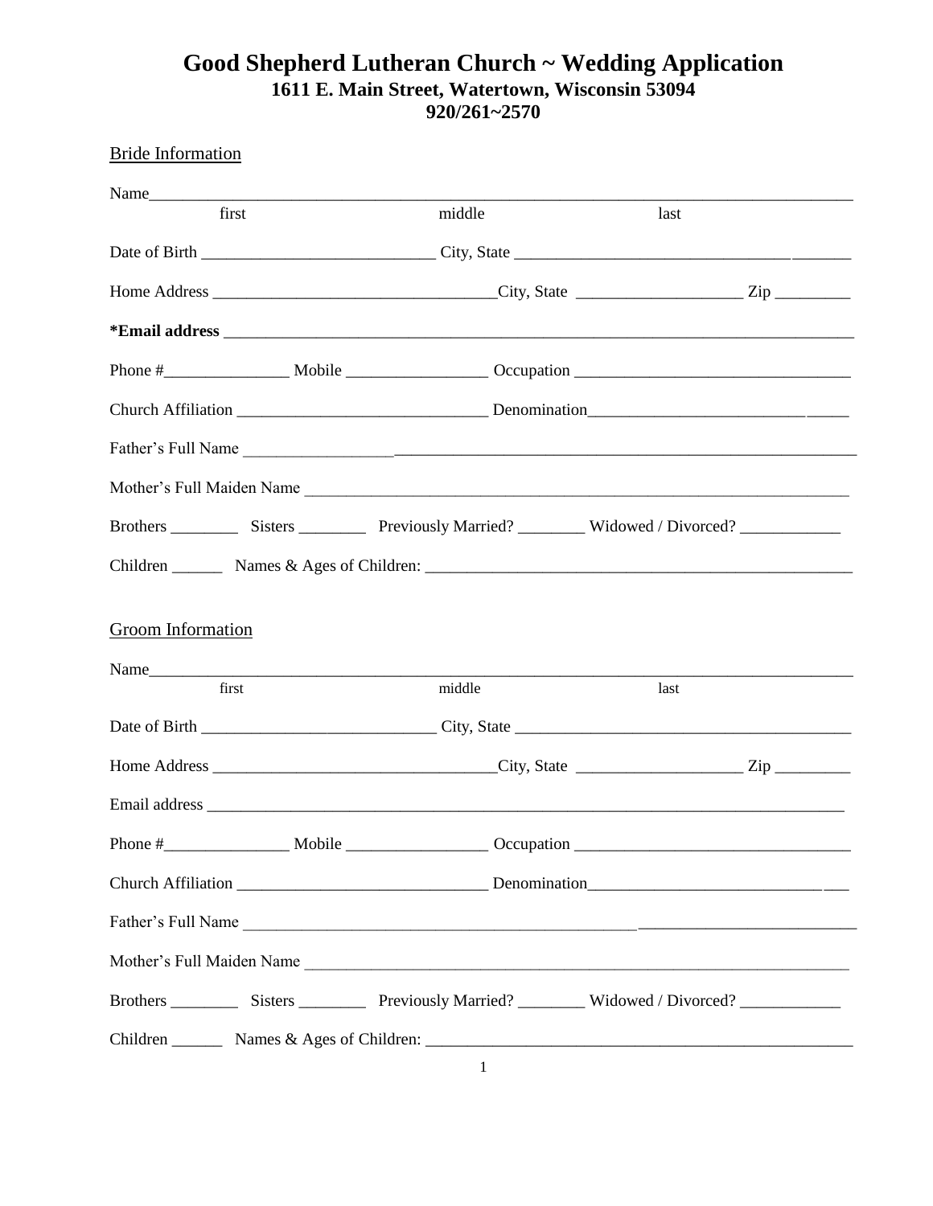# Good Shepherd Lutheran Church ~ Wedding Application

**1611 E. Main Street, Watertown, Wisconsin 53094**
**920/261~2570**

## Bride Information

Name_______________________________________________________________________________
first middle last

Date of Birth ___________________________ City, State ____________________________________

Home Address _________________________________City, State ____________________ Zip _________

***Email address** _______________________________________________________________________

Phone #_______________ Mobile _________________ Occupation _________________________________

Church Affiliation ______________________________ Denomination__________________________________

Father's Full Name _______________________________________________________________________

Mother's Full Maiden Name _________________________________________________________________

Brothers ________ Sisters ________ Previously Married? ________ Widowed / Divorced? ____________

Children ______ Names & Ages of Children: ___________________________________________________

## Groom Information

Name_______________________________________________________________________________
first middle last

Date of Birth ____________________________ City, State _________________________________________

Home Address _________________________________City, State ____________________ Zip _________

Email address ____________________________________________________________________________

Phone #_______________ Mobile _________________ Occupation _________________________________

Church Affiliation ______________________________ Denomination_________________________________

Father's Full Name _______________________________________________________________________

Mother's Full Maiden Name _________________________________________________________________

Brothers ________ Sisters ________ Previously Married? ________ Widowed / Divorced? ____________

Children ______ Names & Ages of Children: ___________________________________________________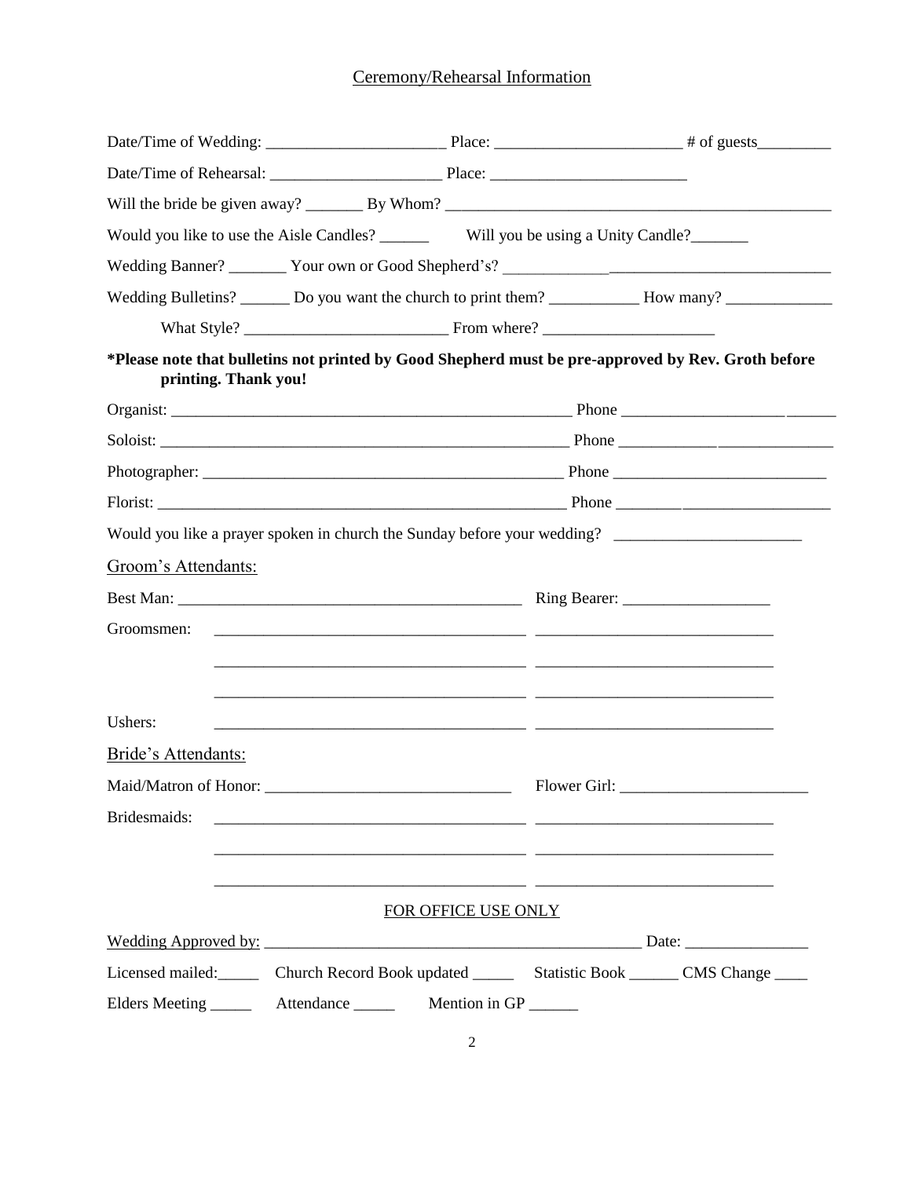## Ceremony/Rehearsal Information

Date/Time of Wedding: ______________________ Place: _______________________ # of guests_________

Date/Time of Rehearsal: ______________________ Place: ________________________

Will the bride be given away? _______ By Whom? _______________________________________________

Would you like to use the Aisle Candles? ______ Will you be using a Unity Candle?_______

Wedding Banner? _______ Your own or Good Shepherd's? _________________________________________

Wedding Bulletins? ______ Do you want the church to print them? ___________ How many? _____________

What Style? _________________________ From where? _____________________

**\*Please note that bulletins not printed by Good Shepherd must be pre-approved by Rev. Groth before printing. Thank you!**

Organist: ___________________________________________________ Phone __________________________

Soloist: _____________________________________________________ Phone ___________________________

Photographer: _______________________________________________ Phone __________________________

Florist: _____________________________________________________ Phone ___________________________

Would you like a prayer spoken in church the Sunday before your wedding? _______________________

### Groom's Attendants:

Best Man: ___________________________________________ Ring Bearer: __________________

Groomsmen: _______________________________________ _____________________________

_______________________________________ _____________________________

_______________________________________ _____________________________

Ushers: _______________________________________ _____________________________

### Bride's Attendants:

Maid/Matron of Honor: _______________________________ Flower Girl: _______________________

Bridesmaids: _______________________________________ _____________________________

_______________________________________ _____________________________

_______________________________________ _____________________________

### FOR OFFICE USE ONLY

Wedding Approved by: ________________________________________________ Date: _______________

Licensed mailed:_____ Church Record Book updated _____ Statistic Book ______ CMS Change ____

Elders Meeting _____ Attendance _____ Mention in GP ______